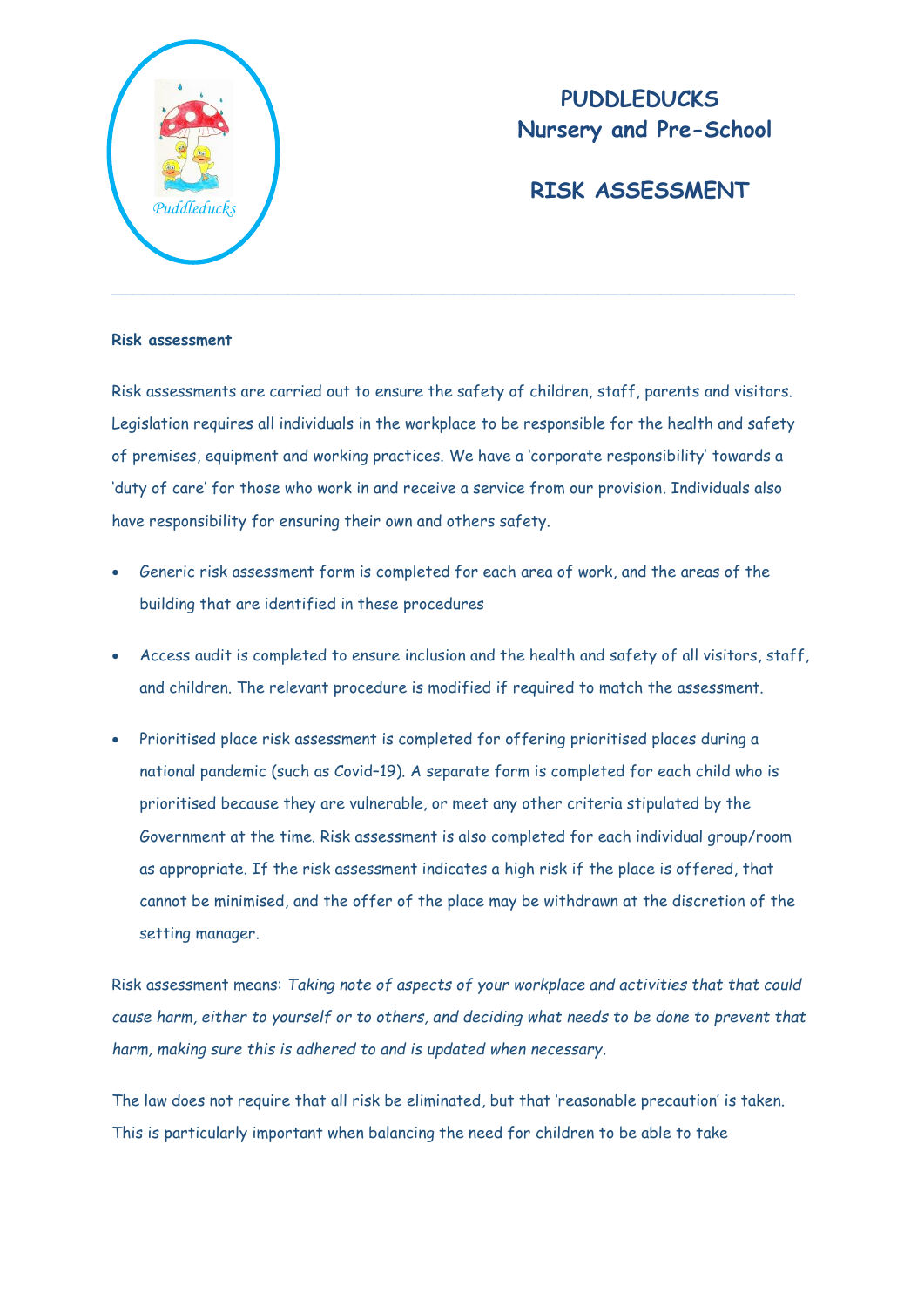# PUDDLEDUCKS
# Nursery and Pre-School

## RISK ASSESSMENT

---

**Risk assessment**

Risk assessments are carried out to ensure the safety of children, staff, parents and visitors. Legislation requires all individuals in the workplace to be responsible for the health and safety of premises, equipment and working practices. We have a 'corporate responsibility' towards a 'duty of care' for those who work in and receive a service from our provision. Individuals also have responsibility for ensuring their own and others safety.

- Generic risk assessment form is completed for each area of work, and the areas of the building that are identified in these procedures
- Access audit is completed to ensure inclusion and the health and safety of all visitors, staff, and children. The relevant procedure is modified if required to match the assessment.
- Prioritised place risk assessment is completed for offering prioritised places during a national pandemic (such as Covid–19). A separate form is completed for each child who is prioritised because they are vulnerable, or meet any other criteria stipulated by the Government at the time. Risk assessment is also completed for each individual group/room as appropriate. If the risk assessment indicates a high risk if the place is offered, that cannot be minimised, and the offer of the place may be withdrawn at the discretion of the setting manager.

Risk assessment means: *Taking note of aspects of your workplace and activities that that could cause harm, either to yourself or to others, and deciding what needs to be done to prevent that harm, making sure this is adhered to and is updated when necessary*.

The law does not require that all risk be eliminated, but that 'reasonable precaution' is taken. This is particularly important when balancing the need for children to be able to take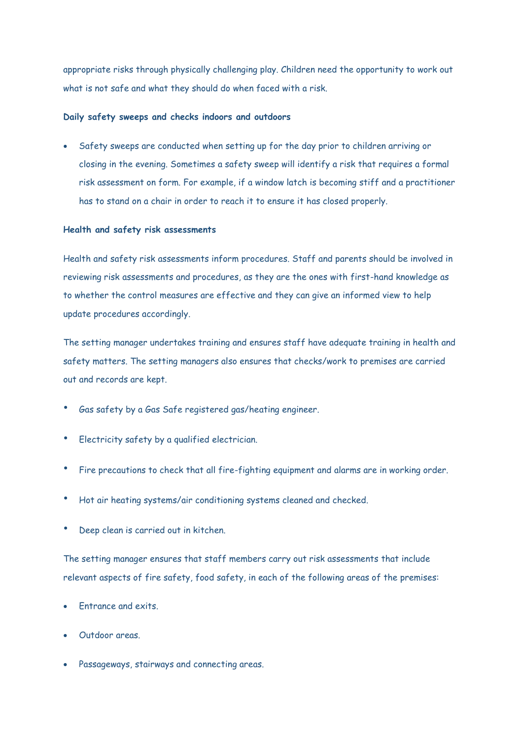appropriate risks through physically challenging play. Children need the opportunity to work out what is not safe and what they should do when faced with a risk.

**Daily safety sweeps and checks indoors and outdoors**

- Safety sweeps are conducted when setting up for the day prior to children arriving or closing in the evening. Sometimes a safety sweep will identify a risk that requires a formal risk assessment on form. For example, if a window latch is becoming stiff and a practitioner has to stand on a chair in order to reach it to ensure it has closed properly.

**Health and safety risk assessments**

Health and safety risk assessments inform procedures. Staff and parents should be involved in reviewing risk assessments and procedures, as they are the ones with first-hand knowledge as to whether the control measures are effective and they can give an informed view to help update procedures accordingly.

The setting manager undertakes training and ensures staff have adequate training in health and safety matters. The setting managers also ensures that checks/work to premises are carried out and records are kept.

- Gas safety by a Gas Safe registered gas/heating engineer.
- Electricity safety by a qualified electrician.
- Fire precautions to check that all fire-fighting equipment and alarms are in working order.
- Hot air heating systems/air conditioning systems cleaned and checked.
- Deep clean is carried out in kitchen.

The setting manager ensures that staff members carry out risk assessments that include relevant aspects of fire safety, food safety, in each of the following areas of the premises:

- Entrance and exits.
- Outdoor areas.
- Passageways, stairways and connecting areas.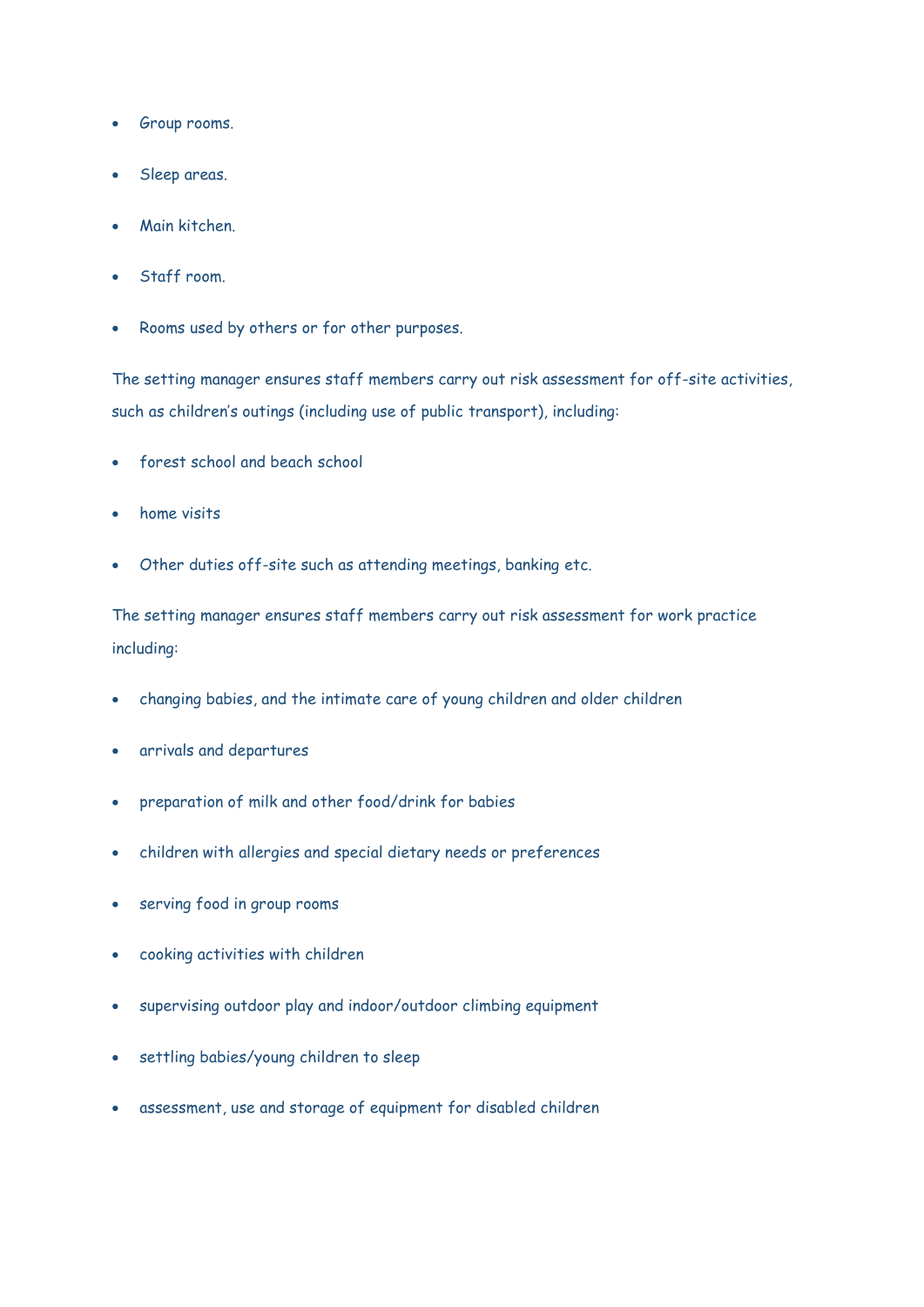- Group rooms.
- Sleep areas.
- Main kitchen.
- Staff room.
- Rooms used by others or for other purposes.

The setting manager ensures staff members carry out risk assessment for off-site activities, such as children's outings (including use of public transport), including:

- forest school and beach school
- home visits
- Other duties off-site such as attending meetings, banking etc.

The setting manager ensures staff members carry out risk assessment for work practice including:

- changing babies, and the intimate care of young children and older children
- arrivals and departures
- preparation of milk and other food/drink for babies
- children with allergies and special dietary needs or preferences
- serving food in group rooms
- cooking activities with children
- supervising outdoor play and indoor/outdoor climbing equipment
- settling babies/young children to sleep
- assessment, use and storage of equipment for disabled children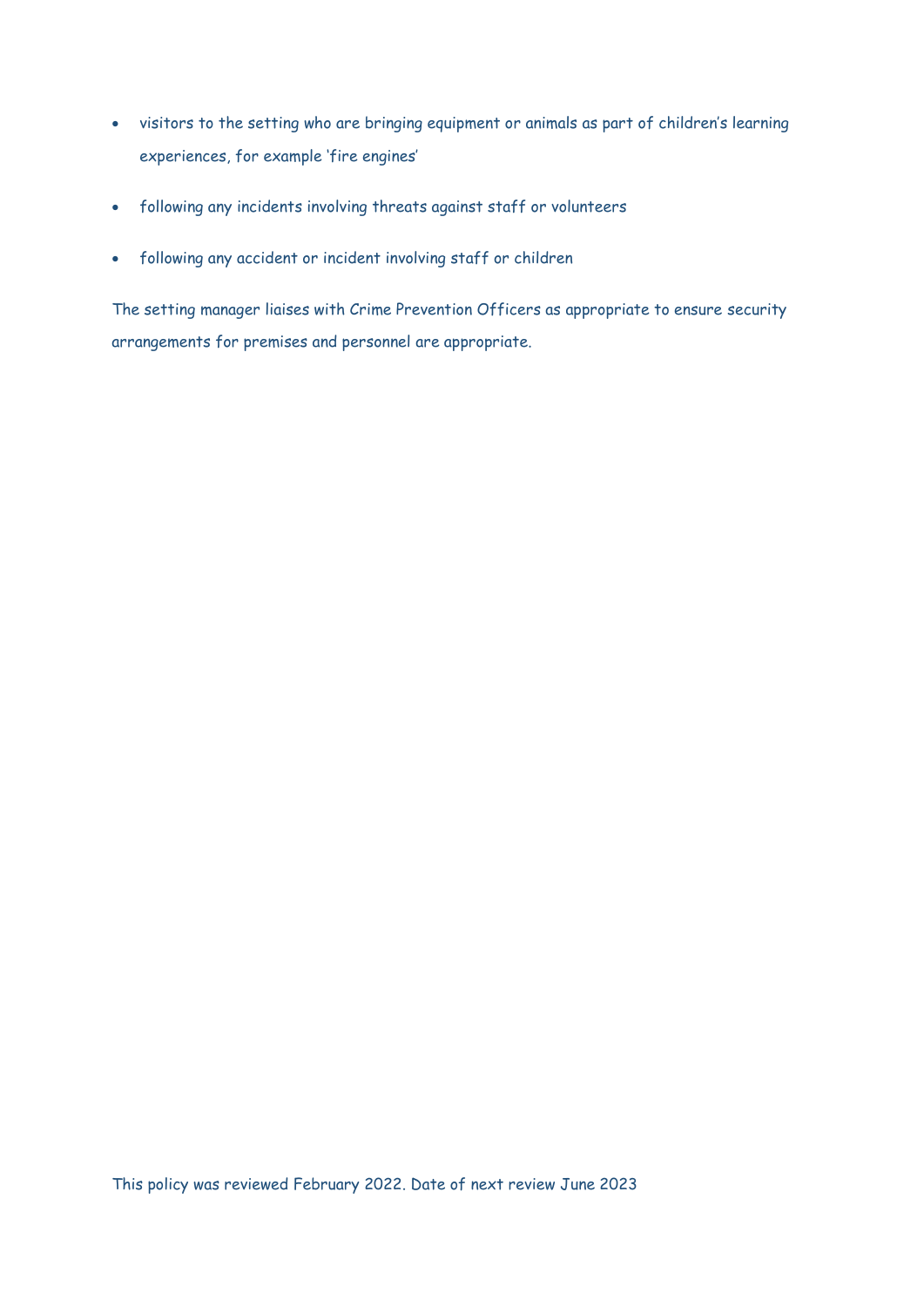- visitors to the setting who are bringing equipment or animals as part of children's learning experiences, for example 'fire engines'
- following any incidents involving threats against staff or volunteers
- following any accident or incident involving staff or children

The setting manager liaises with Crime Prevention Officers as appropriate to ensure security arrangements for premises and personnel are appropriate.

This policy was reviewed February 2022. Date of next review June 2023